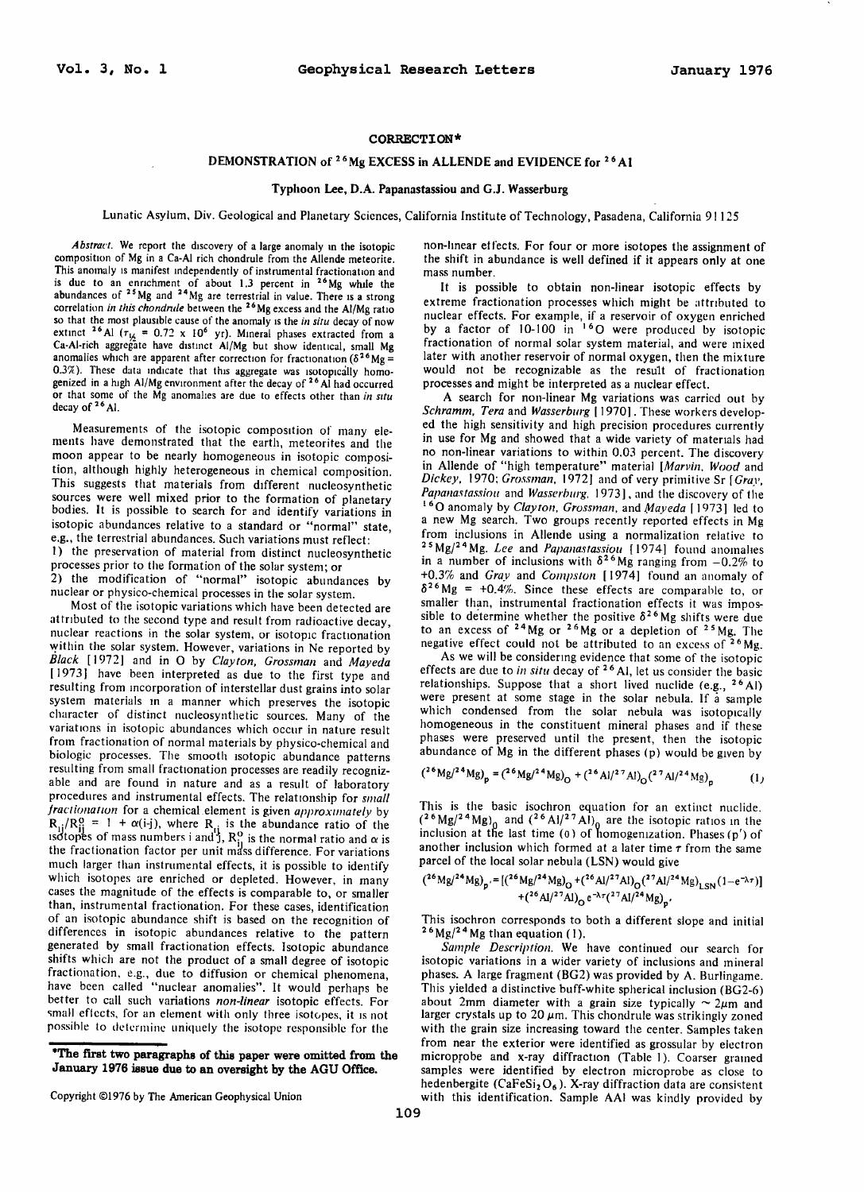# CORRECTION*

## DEMONSTRATION of $^{26}Mg$ EXCESS in ALLENDE and EVIDENCE for $^{26}Al$

**Typhoon Lee, D.A. Papanastassiou and G.J. Wasserburg**

Lunatic Asylum, Div. Geological and Planetary Sciences, California Institute of Technology, Pasadena, California 91125

*Abstract.* We report the discovery of a large anomaly in the isotopic composition of Mg in a Ca-Al rich chondrule from the Allende meteorite. This anomaly is manifest independently of instrumental fractionation and is due to an enrichment of about 1.3 percent in $^{26}Mg$ while the abundances of $^{25}Mg$ and $^{24}Mg$ are terrestrial in value. There is a strong correlation *in this chondrule* between the $^{26}Mg$ excess and the Al/Mg ratio so that the most plausible cause of the anomaly is the *in situ* decay of now extinct $^{26}Al$ ($\tau_{1/2}$ = 0.72 x $10^6$ yr). Mineral phases extracted from a Ca-Al-rich aggregate have distinct Al/Mg but show identical, small Mg anomalies which are apparent after correction for fractionation ($\delta^{26}Mg$ = 0.3%). These data indicate that this aggregate was isotopically homogenized in a high Al/Mg environment after the decay of $^{26}Al$ had occurred or that some of the Mg anomalies are due to effects other than *in situ* decay of $^{26}Al$.

Measurements of the isotopic composition of many elements have demonstrated that the earth, meteorites and the moon appear to be nearly homogeneous in isotopic composition, although highly heterogeneous in chemical composition. This suggests that materials from different nucleosynthetic sources were well mixed prior to the formation of planetary bodies. It is possible to search for and identify variations in isotopic abundances relative to a standard or "normal" state, e.g., the terrestrial abundances. Such variations must reflect:

1) the preservation of material from distinct nucleosynthetic processes prior to the formation of the solar system; or
2) the modification of "normal" isotopic abundances by nuclear or physico-chemical processes in the solar system.

Most of the isotopic variations which have been detected are attributed to the second type and result from radioactive decay, nuclear reactions in the solar system, or isotopic fractionation within the solar system. However, variations in Ne reported by *Black* [1972] and in O by *Clayton, Grossman* and *Mayeda* [1973] have been interpreted as due to the first type and resulting from incorporation of interstellar dust grains into solar system materials in a manner which preserves the isotopic character of distinct nucleosynthetic sources. Many of the variations in isotopic abundances which occur in nature result from fractionation of normal materials by physico-chemical and biologic processes. The smooth isotopic abundance patterns resulting from small fractionation processes are readily recognizable and are found in nature and as a result of laboratory procedures and instrumental effects. The relationship for *small fractionation* for a chemical element is given *approximately* by $R_{ij}/R_{ij}^{o}$ = 1 + $\alpha$(i-j), where $R_{ij}$ is the abundance ratio of the isotopes of mass numbers i and j, $R_{ij}^{o}$ is the normal ratio and $\alpha$ is the fractionation factor per unit mass difference. For variations much larger than instrumental effects, it is possible to identify which isotopes are enriched or depleted. However, in many cases the magnitude of the effects is comparable to, or smaller than, instrumental fractionation. For these cases, identification of an isotopic abundance shift is based on the recognition of differences in isotopic abundances relative to the pattern generated by small fractionation effects. Isotopic abundance shifts which are not the product of a small degree of isotopic fractionation, e.g., due to diffusion or chemical phenomena, have been called "nuclear anomalies". It would perhaps be better to call such variations *non-linear* isotopic effects. For small effects, for an element with only three isotopes, it is not possible to determine uniquely the isotope responsible for the non-linear effects. For four or more isotopes the assignment of the shift in abundance is well defined if it appears only at one mass number.

It is possible to obtain non-linear isotopic effects by extreme fractionation processes which might be attributed to nuclear effects. For example, if a reservoir of oxygen enriched by a factor of 10-100 in $^{16}O$ were produced by isotopic fractionation of normal solar system material, and were mixed later with another reservoir of normal oxygen, then the mixture would not be recognizable as the result of fractionation processes and might be interpreted as a nuclear effect.

A search for non-linear Mg variations was carried out by *Schramm, Tera* and *Wasserburg* [1970]. These workers developed the high sensitivity and high precision procedures currently in use for Mg and showed that a wide variety of materials had no non-linear variations to within 0.03 percent. The discovery in Allende of "high temperature" material [*Marvin, Wood* and *Dickey*, 1970; *Grossman*, 1972] and of very primitive Sr [*Gray, Papanastassiou* and *Wasserburg*, 1973], and the discovery of the $^{16}O$ anomaly by *Clayton, Grossman,* and *Mayeda* [1973] led to a new Mg search. Two groups recently reported effects in Mg from inclusions in Allende using a normalization relative to $^{25}Mg/^{24}Mg$. *Lee* and *Papanastassiou* [1974] found anomalies in a number of inclusions with $\delta^{26}Mg$ ranging from −0.2% to +0.3% and *Gray* and *Compston* [1974] found an anomaly of $\delta^{26}Mg$ = +0.4%. Since these effects are comparable to, or smaller than, instrumental fractionation effects it was impossible to determine whether the positive $\delta^{26}Mg$ shifts were due to an excess of $^{24}Mg$ or $^{26}Mg$ or a depletion of $^{25}Mg$. The negative effect could not be attributed to an excess of $^{26}Mg$.

As we will be considering evidence that some of the isotopic effects are due to *in situ* decay of $^{26}Al$, let us consider the basic relationships. Suppose that a short lived nuclide (e.g., $^{26}Al$) were present at some stage in the solar nebula. If a sample which condensed from the solar nebula was isotopically homogeneous in the constituent mineral phases and if these phases were preserved until the present, then the isotopic abundance of Mg in the different phases (p) would be given by

$$(^{26}Mg/^{24}Mg)_p = (^{26}Mg/^{24}Mg)_0 + (^{26}Al/^{27}Al)_0(^{27}Al/^{24}Mg)_p \qquad (1)$$

This is the basic isochron equation for an extinct nuclide. $(^{26}Mg/^{24}Mg)_0$ and $(^{26}Al/^{27}Al)_0$ are the isotopic ratios in the inclusion at the last time (0) of homogenization. Phases (p') of another inclusion which formed at a later time $\tau$ from the same parcel of the local solar nebula (LSN) would give

$$(^{26}Mg/^{24}Mg)_{p'} = [(^{26}Mg/^{24}Mg)_0 + (^{26}Al/^{27}Al)_0(^{27}Al/^{24}Mg)_{LSN}(1-e^{-\lambda\tau})] + (^{26}Al/^{27}Al)_0\, e^{-\lambda\tau}(^{27}Al/^{24}Mg)_{p'}$$

This isochron corresponds to both a different slope and initial $^{26}Mg/^{24}Mg$ than equation (1).

*Sample Description.* We have continued our search for isotopic variations in a wider variety of inclusions and mineral phases. A large fragment (BG2) was provided by A. Burlingame. This yielded a distinctive buff-white spherical inclusion (BG2-6) about 2mm diameter with a grain size typically ~ 2$\mu$m and larger crystals up to 20 $\mu$m. This chondrule was strikingly zoned with the grain size increasing toward the center. Samples taken from near the exterior were identified as grossular by electron microprobe and x-ray diffraction (Table 1). Coarser grained samples were identified by electron microprobe as close to hedenbergite ($CaFeSi_2O_6$). X-ray diffraction data are consistent with this identification. Sample AAl was kindly provided by

---

***The first two paragraphs of this paper were omitted from the January 1976 issue due to an oversight by the AGU Office.**

Copyright ©1976 by The American Geophysical Union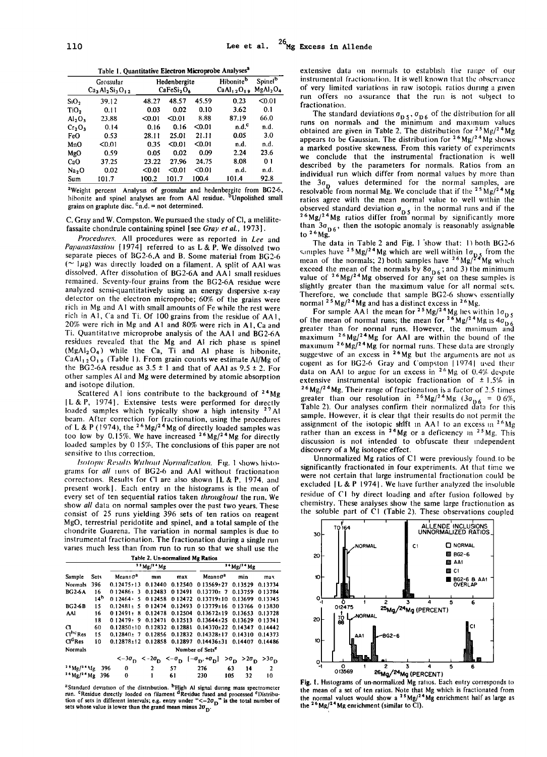**Table 1. Quantitative Electron Microprobe Analyses[a]**

| | Grossular $Ca_3Al_2Si_3O_{12}$ | Hedenbergite $CaFeSi_2O_6$ | | | Hibonite[b] $CaAl_{12}O_{19}$ | Spinel[b] $MgAl_2O_4$ |
|---|---|---|---|---|---|---|
| $SiO_2$ | 39.12 | 48.27 | 48.57 | 45.59 | 0.23 | <0.01 |
| $TiO_2$ | 0.11 | 0.03 | 0.02 | 0.10 | 3.62 | 0.1 |
| $Al_2O_3$ | 23.88 | <0.01 | <0.01 | 8.88 | 87.19 | 66.0 |
| $Cr_2O_3$ | 0.14 | 0.16 | 0.16 | <0.01 | n.d.[c] | n.d. |
| FeO | 0.53 | 28.11 | 25.01 | 21.11 | 0.05 | 3.0 |
| MnO | <0.01 | 0.35 | <0.01 | <0.01 | n.d. | n.d. |
| MgO | 0.59 | 0.05 | 0.02 | 0.09 | 2.24 | 23.6 |
| CaO | 37.25 | 23.22 | 27.96 | 24.75 | 8.08 | 0.1 |
| $Na_2O$ | 0.02 | <0.01 | <0.01 | <0.01 | n.d. | n.d. |
| Sum | 101.7 | 100.2 | 101.7 | 100.4 | 101.4 | 92.8 |

[a]Weight percent. Analysis of grossular and hedenbergite from BG2-6, hibonite and spinel analyses are from AA1 residue. [b]Unpolished small grains on graphite disc. [c]n.d. = not determined.

C. Gray and W. Compston. We pursued the study of Cl, a melilite-fassaite chondrule containing spinel [see *Gray et al.*, 1973].

*Procedures.* All procedures were as reported in *Lee and Papanastassiou* [1974] referred to as L & P. We dissolved two separate pieces of BG2-6,A and B. Some material from BG2-6 (~ 1μg) was directly loaded on a filament. A split of AA1 was dissolved. After dissolution of BG2-6A and AA1 small residues remained. Seventy-four grains from the BG2-6A residue were analyzed semi-quantitatively using an energy dispersive x-ray detector on the electron microprobe; 60% of the grains were rich in Mg and Al with small amounts of Fe while the rest were rich in Al, Ca and Ti. Of 100 grains from the residue of AA1, 20% were rich in Mg and Al and 80% were rich in Al, Ca and Ti. Quantitative microprobe analysis of the AA1 and BG2-6A residues revealed that the Mg and Al rich phase is spinel ($MgAl_2O_4$) while the Ca, Ti and Al phase is hibonite, $CaAl_{12}O_{19}$ (Table 1). From grain counts we estimate Al/Mg of the BG2-6A residue as 3.5 ± 1 and that of AA1 as 9.5 ± 2. For other samples Al and Mg were determined by atomic absorption and isotope dilution.

Scattered Al ions contribute to the background of $^{24}Mg$ [L & P, 1974]. Extensive tests were performed for directly loaded samples which typically show a high intensity $^{27}Al$ beam. After correction for fractionation, using the procedures of L & P (1974), the $^{26}Mg/^{24}Mg$ of directly loaded samples was too low by 0.15%. We have increased $^{26}Mg/^{24}Mg$ for directly loaded samples by 0.15%. The conclusions of this paper are not sensitive to this correction.

*Isotopic Results Without Normalization.* Fig. 1 shows histograms for *all* runs of BG2-6 and AA1 without fractionation corrections. Results for Cl are also shown [L & P, 1974, and present work]. Each entry in the histograms is the mean of every set of ten sequential ratios taken *throughout* the run. We show *all* data on normal samples over the past two years. These consist of 25 runs yielding 396 sets of ten ratios on reagent MgO, terrestrial peridotite and spinel, and a total sample of the chondrite Guarena. The variation in normal samples is due to instrumental fractionation. The fractionation during a single run varies much less than from run to run so that we shall use the

**Table 2. Un-normalized Mg Ratios**

| Sample | Sets | $^{25}Mg/^{24}Mg$ Mean±σ[a] | min | max | $^{26}Mg/^{24}Mg$ Mean±σ[a] | min | max |
|---|---|---|---|---|---|---|---|
| Normals | 396 | 0.12475±13 | 0.12440 | 0.12540 | 0.13569±27 | 0.13529 | 0.13734 |
| BG2-6A | 16 | 0.12486± 3 | 0.12483 | 0.12491 | 0.13770± 7 | 0.13759 | 0.13784 |
| | 14[b] | 0.12464± 5 | 0.12458 | 0.12472 | 0.13719±10 | 0.13699 | 0.13745 |
| BG2-6B | 15 | 0.12481± 5 | 0.12474 | 0.12493 | 0.13779±16 | 0.13766 | 0.13830 |
| AA1 | 16 | 0.12491± 8 | 0.12478 | 0.12504 | 0.13672±19 | 0.13653 | 0.13728 |
| | 18 | 0.12479± 9 | 0.12471 | 0.12513 | 0.13644±25 | 0.13629 | 0.13741 |
| Cl | 60 | 0.12850±10 | 0.12832 | 0.12881 | 0.14370±22 | 0.14347 | 0.14442 |
| Cl[b,c]Res | 15 | 0.12840± 7 | 0.12856 | 0.12832 | 0.14328±17 | 0.14310 | 0.14373 |
| Cl[d]Res | 10 | 0.12878±12 | 0.12858 | 0.12897 | 0.14436±31 | 0.14407 | 0.14486 |

| Normals | | Number of Sets[e] | | | | | | |
|---|---|---|---|---|---|---|---|---|
| | | $<-3\sigma_D$ | $<-2\sigma_D$ | $<-\sigma_D$ | $[-\sigma_D, +\sigma_D]$ | $>\sigma_D$ | $>2\sigma_D$ | $>3\sigma_D$ |
| $^{25}Mg/^{24}Mg$ | 396 | 0 | 2 | 57 | 276 | 63 | 14 | 2 |
| $^{26}Mg/^{24}Mg$ | 396 | 0 | 1 | 61 | 230 | 105 | 32 | 10 |

[a]Standard deviation of the distribution. [b]High Al signal during mass spectrometer run. [c]Residue directly loaded on filament. [d]Residue fused and processed. [e]Distribution of sets in different intervals; e.g. entry under "$<-2\sigma_D$" is the total number of sets whose value is lower than the grand mean minus $2\sigma_D$.

extensive data on normals to establish the range of our instrumental fractionation. It is well known that the observance of very limited variations in raw isotopic ratios during a given run offers no assurance that the run is not subject to fractionation.

The standard deviations $\sigma_{D5}$, $\sigma_{D6}$ of the distribution for all runs on normals and the minimum and maximum values obtained are given in Table 2. The distribution for $^{25}Mg/^{24}Mg$ appears to be Gaussian. The distribution for $^{26}Mg/^{24}Mg$ shows a marked positive skewness. From this variety of experiments we conclude that the instrumental fractionation is well described by the parameters for normals. Ratios from an individual run which differ from normal values by more than the $3\sigma_D$ values determined for the normal samples, are resolvable from normal Mg. We conclude that if the $^{25}Mg/^{24}Mg$ ratios agree with the mean normal value to well within the observed standard deviation $\sigma_{D5}$ in the normal runs and if the $^{26}Mg/^{24}Mg$ ratios differ from normal by significantly more than $3\sigma_{D6}$, then the isotopic anomaly is reasonably assignable to $^{26}Mg$.

The data in Table 2 and Fig. 1 show that: 1) both BG2-6 samples have $^{25}Mg/^{24}Mg$ which are well within $1\sigma_{D5}$ from the mean of the normals; 2) both samples have $^{26}Mg/^{24}Mg$ which exceed the mean of the normals by $8\sigma_{D6}$; and 3) the minimum value of $^{26}Mg/^{24}Mg$ observed for any set on these samples is slightly greater than the maximum value for all normal sets. Therefore, we conclude that sample BG2-6 shows essentially normal $^{25}Mg/^{24}Mg$ and has a distinct excess in $^{26}Mg$.

For sample AA1 the mean for $^{25}Mg/^{24}Mg$ lies within $1\sigma_{D5}$ of the mean of normal runs; the mean for $^{26}Mg/^{24}Mg$ is $4\sigma_{D6}$ greater than for normal runs. However, the minimum and maximum $^{26}Mg/^{24}Mg$ for AA1 are within the bound of the maximum $^{26}Mg/^{24}Mg$ for normal runs. These data are strongly suggestive of an excess in $^{26}Mg$ but the arguments are not as cogent as for BG2-6. Gray and Compston [1974] used their data on AA1 to argue for an excess in $^{26}Mg$ of 0.4% despite extensive instrumental isotopic fractionation of ± 1.5% in $^{26}Mg/^{24}Mg$. Their range of fractionation is a factor of 2.5 times greater than our resolution in $^{26}Mg/^{24}Mg$ ($3\sigma_{D6}$ = 0.6%, Table 2). Our analyses confirm their normalized data for this sample. However, it is clear that their results do not permit the assignment of the isotopic shift in AA1 to an excess in $^{26}Mg$ rather than an excess in $^{24}Mg$ or a deficiency in $^{25}Mg$. This discussion is not intended to obfuscate their independent discovery of a Mg isotopic effect.

Unnormalized Mg ratios of Cl were previously found to be significantly fractionated in four experiments. At that time we were not certain that large instrumental fractionation could be excluded [L & P 1974]. We have further analyzed the insoluble residue of Cl by direct loading and after fusion followed by chemistry. These analyses show the same large fractionation as the soluble part of Cl (Table 2). These observations coupled

Fig. 1. Histograms of un-normalized Mg ratios. Each entry corresponds to the mean of a set of ten ratios. Note that Mg which is fractionated from the normal values would show a $^{25}Mg/^{24}Mg$ enrichment half as large as the $^{26}Mg/^{24}Mg$ enrichment (similar to Cl).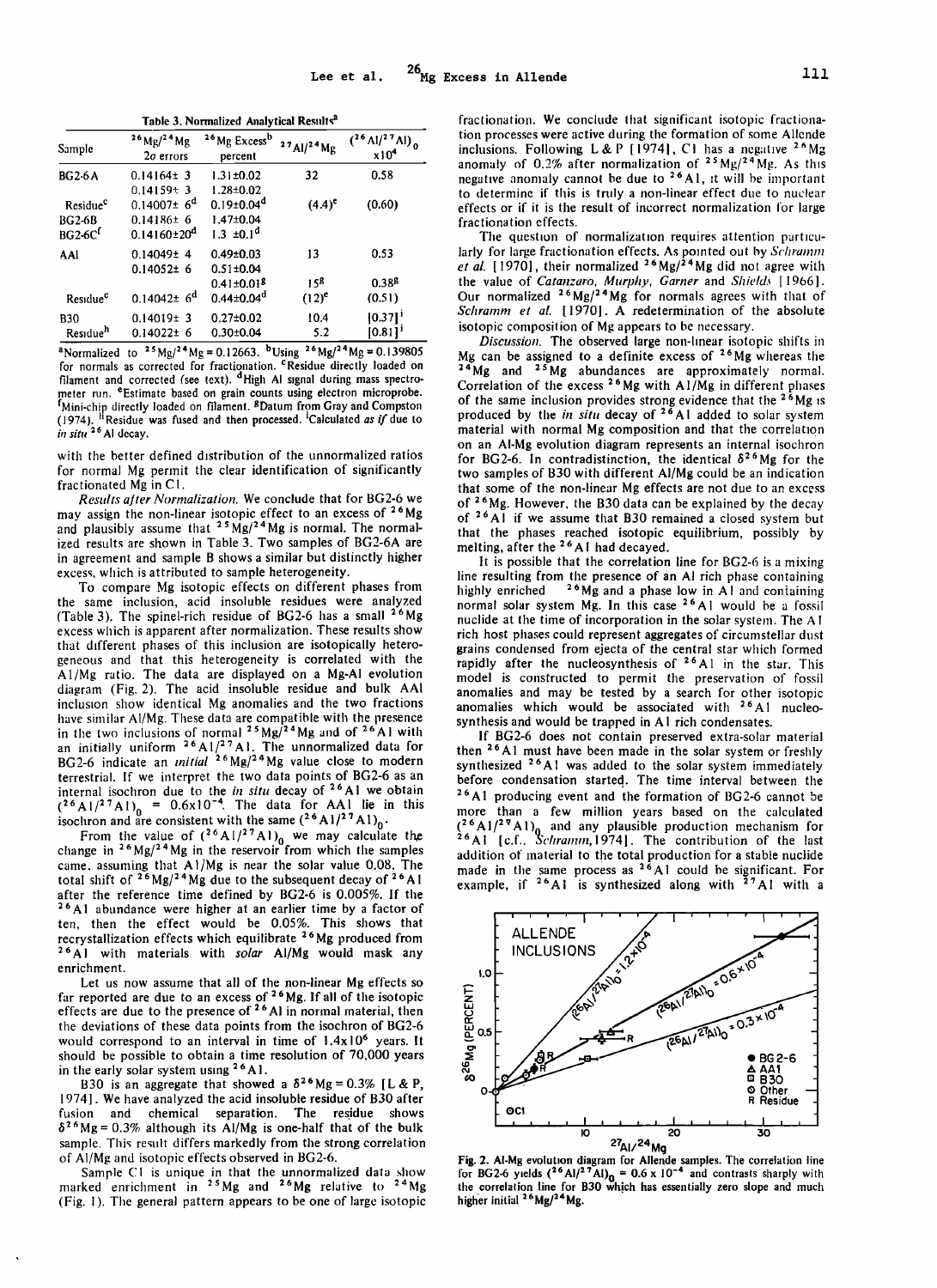**Table 3. Normalized Analytical Results[a]**

| Sample | $^{26}Mg/^{24}Mg$ $2\sigma$ errors | $^{26}Mg$ Excess[b] percent | $^{27}Al/^{24}Mg$ | $(^{26}Al/^{27}Al)_0$ $\times 10^4$ |
|---|---|---|---|---|
| BG2-6A | 0.14164± 3 | 1.31±0.02 | 32 | 0.58 |
| | 0.14159± 3 | 1.28±0.02 | | |
| Residue[c] | 0.14007± 6[d] | 0.19±0.04[d] | (4.4)[e] | (0.60) |
| BG2-6B | 0.14186± 6 | 1.47±0.04 | | |
| BG2-6C[f] | 0.14160±20[d] | 1.3 ±0.1[d] | | |
| AAl | 0.14049± 4 | 0.49±0.03 | 13 | 0.53 |
| | 0.14052± 6 | 0.51±0.04 | | |
| | | 0.41±0.01[g] | 15[g] | 0.38[g] |
| Residue[c] | 0.14042± 6[d] | 0.44±0.04[d] | (12)[e] | (0.51) |
| B30 | 0.14019± 3 | 0.27±0.02 | 10.4 | [0.37][i] |
| Residue[h] | 0.14022± 6 | 0.30±0.04 | 5.2 | [0.81][i] |

[a]Normalized to $^{25}Mg/^{24}Mg = 0.12663$. [b]Using $^{26}Mg/^{24}Mg = 0.139805$ for normals as corrected for fractionation. [c]Residue directly loaded on filament and corrected (see text). [d]High Al signal during mass spectrometer run. [e]Estimate based on grain counts using electron microprobe. [f]Mini-chip directly loaded on filament. [g]Datum from Gray and Compston (1974). [h]Residue was fused and then processed. [i]Calculated *as if* due to *in situ* $^{26}Al$ decay.

with the better defined distribution of the unnormalized ratios for normal Mg permit the clear identification of significantly fractionated Mg in C1.

*Results after Normalization.* We conclude that for BG2-6 we may assign the non-linear isotopic effect to an excess of $^{26}Mg$ and plausibly assume that $^{25}Mg/^{24}Mg$ is normal. The normalized results are shown in Table 3. Two samples of BG2-6A are in agreement and sample B shows a similar but distinctly higher excess, which is attributed to sample heterogeneity.

To compare Mg isotopic effects on different phases from the same inclusion, acid insoluble residues were analyzed (Table 3). The spinel-rich residue of BG2-6 has a small $^{26}Mg$ excess which is apparent after normalization. These results show that different phases of this inclusion are isotopically heterogeneous and that this heterogeneity is correlated with the Al/Mg ratio. The data are displayed on a Mg-Al evolution diagram (Fig. 2). The acid insoluble residue and bulk AAl inclusion show identical Mg anomalies and the two fractions have similar Al/Mg. These data are compatible with the presence in the two inclusions of normal $^{25}Mg/^{24}Mg$ and of $^{26}Al$ with an initially uniform $^{26}Al/^{27}Al$. The unnormalized data for BG2-6 indicate an *initial* $^{26}Mg/^{24}Mg$ value close to modern terrestrial. If we interpret the two data points of BG2-6 as an internal isochron due to the *in situ* decay of $^{26}Al$ we obtain $(^{26}Al/^{27}Al)_0 = 0.6 \times 10^{-4}$. The data for AAl lie in this isochron and are consistent with the $(^{26}Al/^{27}Al)_0$.

From the value of $(^{26}Al/^{27}Al)_0$ we may calculate the change in $^{26}Mg/^{24}Mg$ in the reservoir from which the samples came, assuming that Al/Mg is near the solar value 0.08. The total shift of $^{26}Mg/^{24}Mg$ due to the subsequent decay of $^{26}Al$ after the reference time defined by BG2-6 is 0.005%. If the $^{26}Al$ abundance were higher at an earlier time by a factor of ten, then the effect would be 0.05%. This shows that recrystallization effects which equilibrate $^{26}Mg$ produced from $^{26}Al$ with materials with *solar* Al/Mg would mask any enrichment.

Let us now assume that all of the non-linear Mg effects so far reported are due to an excess of $^{26}Mg$. If all of the isotopic effects are due to the presence of $^{26}Al$ in normal material, then the deviations of these data points from the isochron of BG2-6 would correspond to an interval in time of $1.4 \times 10^6$ years. It should be possible to obtain a time resolution of 70,000 years in the early solar system using $^{26}Al$.

B30 is an aggregate that showed a $\delta^{26}Mg = 0.3\%$ [L & P, 1974]. We have analyzed the acid insoluble residue of B30 after fusion and chemical separation. The residue shows $\delta^{26}Mg = 0.3\%$ although its Al/Mg is one-half that of the bulk sample. This result differs markedly from the strong correlation of Al/Mg and isotopic effects observed in BG2-6.

Sample C1 is unique in that the unnormalized data show marked enrichment in $^{25}Mg$ and $^{26}Mg$ relative to $^{24}Mg$ (Fig. 1). The general pattern appears to be one of large isotopic fractionation. We conclude that significant isotopic fractionation processes were active during the formation of some Allende inclusions. Following L & P [1974], C1 has a negative $^{26}Mg$ anomaly of 0.2% after normalization of $^{25}Mg/^{24}Mg$. As this negative anomaly cannot be due to $^{26}Al$, it will be important to determine if this is truly a non-linear effect due to nuclear effects or if it is the result of incorrect normalization for large fractionation effects.

The question of normalization requires attention particularly for large fractionation effects. As pointed out by *Schramm et al.* [1970], their normalized $^{26}Mg/^{24}Mg$ did not agree with the value of *Catanzaro, Murphy, Garner and Shields* [1966]. Our normalized $^{26}Mg/^{24}Mg$ for normals agrees with that of *Schramm et al.* [1970]. A redetermination of the absolute isotopic composition of Mg appears to be necessary.

*Discussion.* The observed large non-linear isotopic shifts in Mg can be assigned to a definite excess of $^{26}Mg$ whereas the $^{24}Mg$ and $^{25}Mg$ abundances are approximately normal. Correlation of the excess $^{26}Mg$ with Al/Mg in different phases of the same inclusion provides strong evidence that the $^{26}Mg$ is produced by the *in situ* decay of $^{26}Al$ added to solar system material with normal Mg composition and that the correlation on an Al-Mg evolution diagram represents an internal isochron for BG2-6. In contradistinction, the identical $\delta^{26}Mg$ for the two samples of B30 with different Al/Mg could be an indication that some of the non-linear Mg effects are not due to an excess of $^{26}Mg$. However, the B30 data can be explained by the decay of $^{26}Al$ if we assume that B30 remained a closed system but that the phases reached isotopic equilibrium, possibly by melting, after the $^{26}Al$ had decayed.

It is possible that the correlation line for BG2-6 is a mixing line resulting from the presence of an Al rich phase containing highly enriched $^{26}Mg$ and a phase low in Al and containing normal solar system Mg. In this case $^{26}Al$ would be a fossil nuclide at the time of incorporation in the solar system. The Al rich host phases could represent aggregates of circumstellar dust grains condensed from ejecta of the central star which formed rapidly after the nucleosynthesis of $^{26}Al$ in the star. This model is constructed to permit the preservation of fossil anomalies and may be tested by a search for other isotopic anomalies which would be associated with $^{26}Al$ nucleosynthesis and would be trapped in Al rich condensates.

If BG2-6 does not contain preserved extra-solar material then $^{26}Al$ must have been made in the solar system or freshly synthesized $^{26}Al$ was added to the solar system immediately before condensation started. The time interval between the $^{26}Al$ producing event and the formation of BG2-6 cannot be more than a few million years based on the calculated $(^{26}Al/^{27}Al)_0$ and any plausible production mechanism for $^{26}Al$ [c.f., *Schramm*, 1974]. The contribution of the last addition of material to the total production for a stable nuclide made in the same process as $^{26}Al$ could be significant. For example, if $^{26}Al$ is synthesized along with $^{27}Al$ with a

Fig. 2. Al-Mg evolution diagram for Allende samples. The correlation line for BG2-6 yields $(^{26}Al/^{27}Al)_0 = 0.6 \times 10^{-4}$ and contrasts sharply with the correlation line for B30 which has essentially zero slope and much higher initial $^{26}Mg/^{24}Mg$.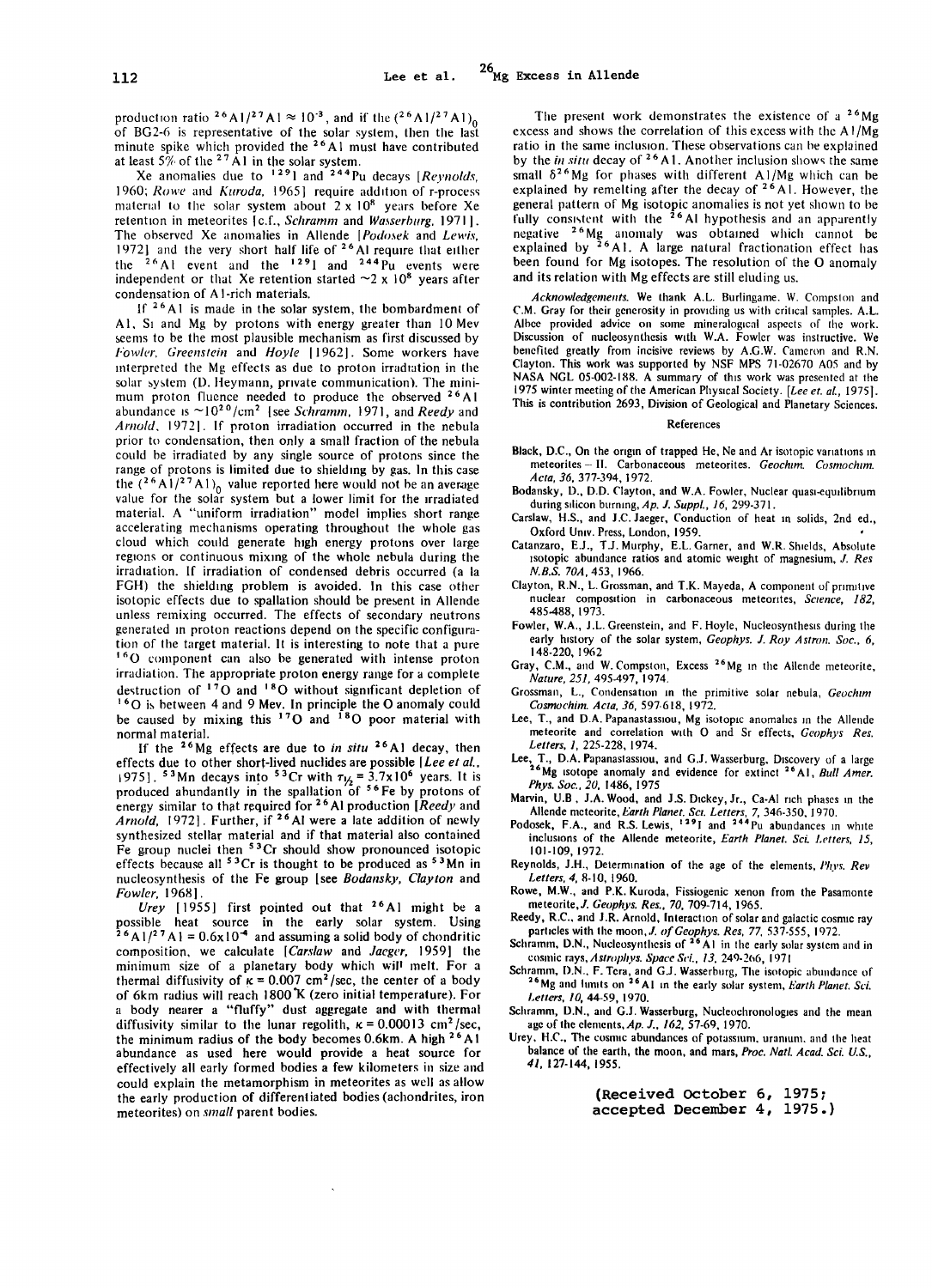production ratio $^{26}Al/^{27}Al \approx 10^{-3}$, and if the $(^{26}Al/^{27}Al)_0$ of BG2-6 is representative of the solar system, then the last minute spike which provided the $^{26}Al$ must have contributed at least 5% of the $^{27}Al$ in the solar system.

Xe anomalies due to $^{129}I$ and $^{244}Pu$ decays [*Reynolds*, 1960; *Rowe* and *Kuroda*, 1965] require addition of r-process material to the solar system about $2 \times 10^8$ years before Xe retention in meteorites [c.f., *Schramm* and *Wasserburg*, 1971]. The observed Xe anomalies in Allende [*Podosek* and *Lewis*, 1972] and the very short half life of $^{26}Al$ require that either the $^{26}Al$ event and the $^{129}I$ and $^{244}Pu$ events were independent or that Xe retention started $\sim 2 \times 10^8$ years after condensation of Al-rich materials.

If $^{26}Al$ is made in the solar system, the bombardment of Al, Si and Mg by protons with energy greater than 10 Mev seems to be the most plausible mechanism as first discussed by *Fowler, Greenstein* and *Hoyle* [1962]. Some workers have interpreted the Mg effects as due to proton irradiation in the solar system (D. Heymann, private communication). The minimum proton fluence needed to produce the observed $^{26}Al$ abundance is $\sim 10^{20}/cm^2$ [see *Schramm*, 1971, and *Reedy* and *Arnold*, 1972]. If proton irradiation occurred in the nebula prior to condensation, then only a small fraction of the nebula could be irradiated by any single source of protons since the range of protons is limited due to shielding by gas. In this case the $(^{26}Al/^{27}Al)_0$ value reported here would not be an average value for the solar system but a lower limit for the irradiated material. A "uniform irradiation" model implies short range accelerating mechanisms operating throughout the whole gas cloud which could generate high energy protons over large regions or continuous mixing of the whole nebula during the irradiation. If irradiation of condensed debris occurred (a la FGH) the shielding problem is avoided. In this case other isotopic effects due to spallation should be present in Allende unless remixing occurred. The effects of secondary neutrons generated in proton reactions depend on the specific configuration of the target material. It is interesting to note that a pure $^{16}O$ component can also be generated with intense proton irradiation. The appropriate proton energy range for a complete destruction of $^{17}O$ and $^{18}O$ without significant depletion of $^{16}O$ is between 4 and 9 Mev. In principle the O anomaly could be caused by mixing this $^{17}O$ and $^{18}O$ poor material with normal material.

If the $^{26}Mg$ effects are due to *in situ* $^{26}Al$ decay, then effects due to other short-lived nuclides are possible [*Lee et al.*, 1975]. $^{53}Mn$ decays into $^{53}Cr$ with $\tau_{1/2} = 3.7 \times 10^6$ years. It is produced abundantly in the spallation of $^{56}Fe$ by protons of energy similar to that required for $^{26}Al$ production [*Reedy* and *Arnold*, 1972]. Further, if $^{26}Al$ were a late addition of newly synthesized stellar material and if that material also contained Fe group nuclei then $^{53}Cr$ should show pronounced isotopic effects because all $^{53}Cr$ is thought to be produced as $^{53}Mn$ in nucleosynthesis of the Fe group [see *Bodansky, Clayton* and *Fowler*, 1968].

*Urey* [1955] first pointed out that $^{26}Al$ might be a possible heat source in the early solar system. Using $^{26}Al/^{27}Al = 0.6 \times 10^{-4}$ and assuming a solid body of chondritic composition, we calculate [*Carslaw* and *Jaeger*, 1959] the minimum size of a planetary body which will melt. For a thermal diffusivity of $\kappa = 0.007$ cm$^2$/sec, the center of a body of 6km radius will reach 1800°K (zero initial temperature). For a body nearer a "fluffy" dust aggregate and with thermal diffusivity similar to the lunar regolith, $\kappa = 0.00013$ cm$^2$/sec, the minimum radius of the body becomes 0.6km. A high $^{26}Al$ abundance as used here would provide a heat source for effectively all early formed bodies a few kilometers in size and could explain the metamorphism in meteorites as well as allow the early production of differentiated bodies (achondrites, iron meteorites) on *small* parent bodies.

The present work demonstrates the existence of a $^{26}Mg$ excess and shows the correlation of this excess with the Al/Mg ratio in the same inclusion. These observations can be explained by the *in situ* decay of $^{26}Al$. Another inclusion shows the same small $\delta^{26}Mg$ for phases with different Al/Mg which can be explained by remelting after the decay of $^{26}Al$. However, the general pattern of Mg isotopic anomalies is not yet shown to be fully consistent with the $^{26}Al$ hypothesis and an apparently negative $^{26}Mg$ anomaly was obtained which cannot be explained by $^{26}Al$. A large natural fractionation effect has been found for Mg isotopes. The resolution of the O anomaly and its relation with Mg effects are still eluding us.

*Acknowledgements.* We thank A.L. Burlingame, W. Compston and C.M. Gray for their generosity in providing us with critical samples. A.L. Albee provided advice on some mineralogical aspects of the work. Discussion of nucleosynthesis with W.A. Fowler was instructive. We benefited greatly from incisive reviews by A.G.W. Cameron and R.N. Clayton. This work was supported by NSF MPS 71-02670 A05 and by NASA NGL 05-002-188. A summary of this work was presented at the 1975 winter meeting of the American Physical Society. [*Lee et. al.*, 1975]. This is contribution 2693, Division of Geological and Planetary Sciences.

## References

Black, D.C., On the origin of trapped He, Ne and Ar isotopic variations in meteorites – II. Carbonaceous meteorites. *Geochim. Cosmochim. Acta, 36*, 377-394, 1972.

Bodansky, D., D.D. Clayton, and W.A. Fowler, Nuclear quasi-equilibrium during silicon burning, *Ap. J. Suppl., 16*, 299-371.

Carslaw, H.S., and J.C. Jaeger, Conduction of heat in solids, 2nd ed., Oxford Univ. Press, London, 1959.

Catanzaro, E.J., T.J. Murphy, E.L. Garner, and W.R. Shields, Absolute isotopic abundance ratios and atomic weight of magnesium, *J. Res N.B.S. 70A*, 453, 1966.

Clayton, R.N., L. Grossman, and T.K. Mayeda, A component of primitive nuclear composition in carbonaceous meteorites, *Science, 182*, 485-488, 1973.

Fowler, W.A., J.L. Greenstein, and F. Hoyle, Nucleosynthesis during the early history of the solar system, *Geophys. J. Roy Astron. Soc., 6*, 148-220, 1962

Gray, C.M., and W. Compston, Excess $^{26}Mg$ in the Allende meteorite, *Nature, 251*, 495-497, 1974.

Grossman, L., Condensation in the primitive solar nebula, *Geochim Cosmochim. Acta, 36*, 597-618, 1972.

Lee, T., and D.A. Papanastassiou, Mg isotopic anomalies in the Allende meteorite and correlation with O and Sr effects, *Geophys Res. Letters, 1*, 225-228, 1974.

Lee, T., D.A. Papanastassiou, and G.J. Wasserburg, Discovery of a large $^{26}Mg$ isotope anomaly and evidence for extinct $^{26}Al$, *Bull Amer. Phys. Soc., 20*, 1486, 1975

Marvin, U.B., J.A. Wood, and J.S. Dickey, Jr., Ca-Al rich phases in the Allende meteorite, *Earth Planet. Sci. Letters, 7*, 346-350, 1970.

Podosek, F.A., and R.S. Lewis, $^{129}I$ and $^{244}Pu$ abundances in white inclusions of the Allende meteorite, *Earth Planet. Sci. Letters, 15*, 101-109, 1972.

Reynolds, J.H., Determination of the age of the elements, *Phys. Rev Letters, 4*, 8-10, 1960.

Rowe, M.W., and P.K. Kuroda, Fissiogenic xenon from the Pasamonte meteorite, *J. Geophys. Res., 70*, 709-714, 1965.

Reedy, R.C., and J.R. Arnold, Interaction of solar and galactic cosmic ray particles with the moon, *J. of Geophys. Res, 77*, 537-555, 1972.

Schramm, D.N., Nucleosynthesis of $^{26}Al$ in the early solar system and in cosmic rays, *Astrophys. Space Sci., 13*, 249-266, 1971

Schramm, D.N., F. Tera, and G.J. Wasserburg, The isotopic abundance of $^{26}Mg$ and limits on $^{26}Al$ in the early solar system, *Earth Planet. Sci. Letters, 10*, 44-59, 1970.

Schramm, D.N., and G.J. Wasserburg, Nucleochronologies and the mean age of the elements, *Ap. J., 162*, 57-69, 1970.

Urey, H.C., The cosmic abundances of potassium, uranium, and the heat balance of the earth, the moon, and mars, *Proc. Natl. Acad. Sci. U.S., 41*, 127-144, 1955.

(Received October 6, 1975; accepted December 4, 1975.)